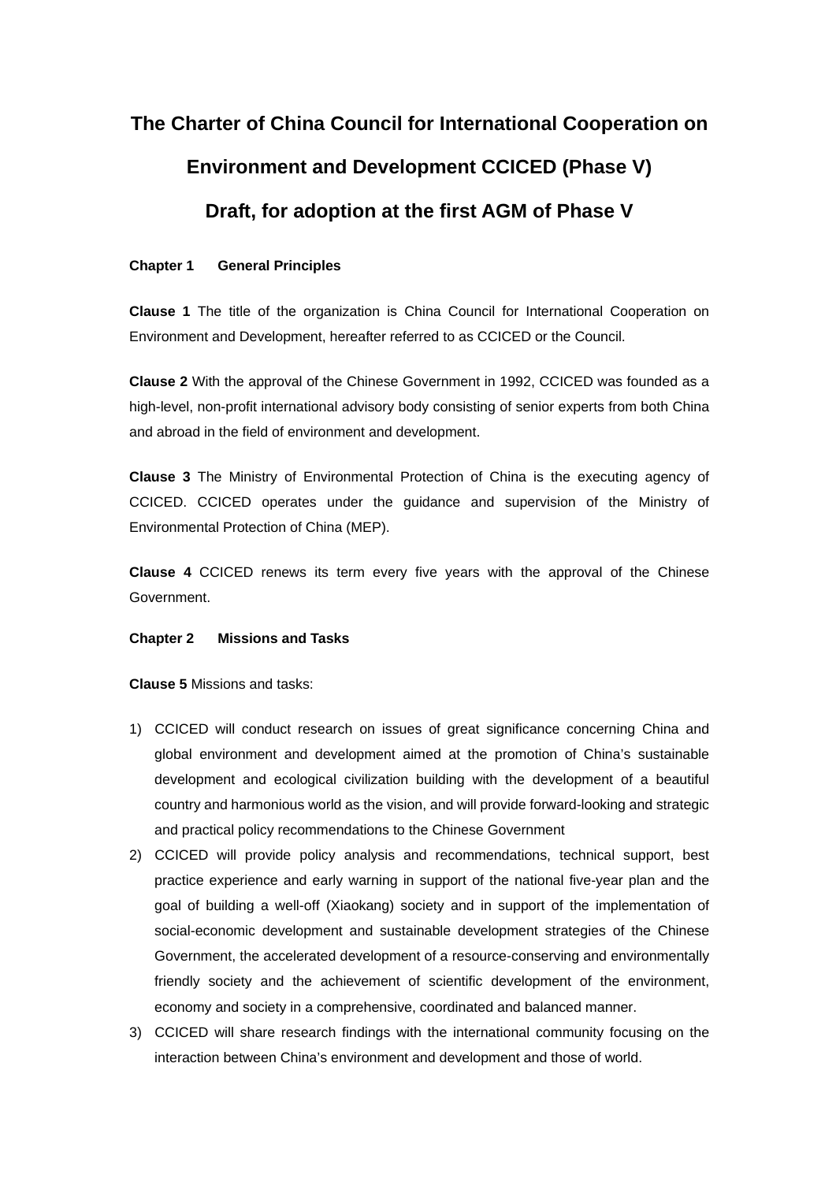# The Charter of China Council for International Cooperation on Environment and Development CCICED (Phase V)

## Draft, for adoption at the first AGM of Phase V

### Chapter 1 General Principles

**Clause 1** The title of the organization is China Council for International Cooperation on Environment and Development, hereafter referred to as CCICED or the Council.

**Clause 2** With the approval of the Chinese Government in 1992, CCICED was founded as a high-level, non-profit international advisory body consisting of senior experts from both China and abroad in the field of environment and development.

**Clause 3** The Ministry of Environmental Protection of China is the executing agency of CCICED. CCICED operates under the guidance and supervision of the Ministry of Environmental Protection of China (MEP).

**Clause 4** CCICED renews its term every five years with the approval of the Chinese Government.

### Chapter 2 Missions and Tasks

**Clause 5** Missions and tasks:

1) CCICED will conduct research on issues of great significance concerning China and global environment and development aimed at the promotion of China's sustainable development and ecological civilization building with the development of a beautiful country and harmonious world as the vision, and will provide forward-looking and strategic and practical policy recommendations to the Chinese Government
2) CCICED will provide policy analysis and recommendations, technical support, best practice experience and early warning in support of the national five-year plan and the goal of building a well-off (Xiaokang) society and in support of the implementation of social-economic development and sustainable development strategies of the Chinese Government, the accelerated development of a resource-conserving and environmentally friendly society and the achievement of scientific development of the environment, economy and society in a comprehensive, coordinated and balanced manner.
3) CCICED will share research findings with the international community focusing on the interaction between China's environment and development and those of world.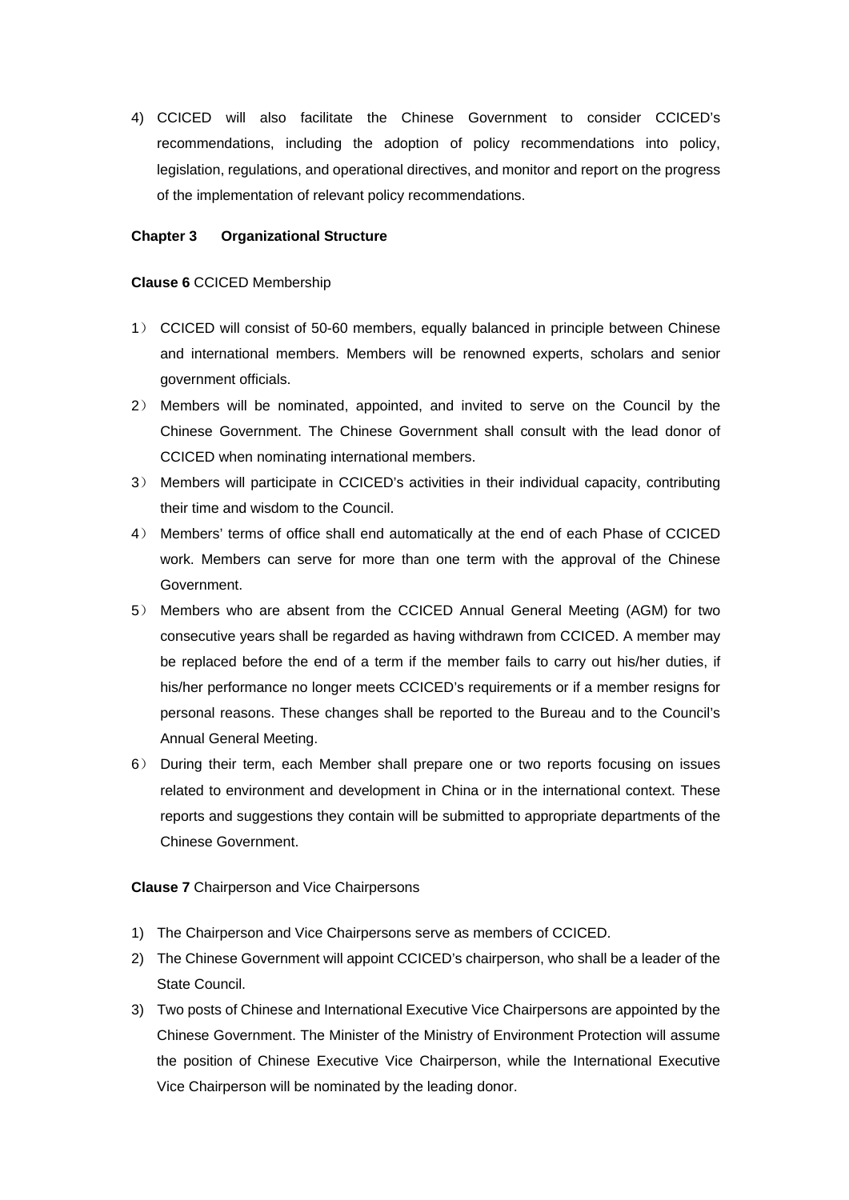4) CCICED will also facilitate the Chinese Government to consider CCICED's recommendations, including the adoption of policy recommendations into policy, legislation, regulations, and operational directives, and monitor and report on the progress of the implementation of relevant policy recommendations.

**Chapter 3 Organizational Structure**

**Clause 6** CCICED Membership

1） CCICED will consist of 50-60 members, equally balanced in principle between Chinese and international members. Members will be renowned experts, scholars and senior government officials.

2） Members will be nominated, appointed, and invited to serve on the Council by the Chinese Government. The Chinese Government shall consult with the lead donor of CCICED when nominating international members.

3） Members will participate in CCICED's activities in their individual capacity, contributing their time and wisdom to the Council.

4） Members' terms of office shall end automatically at the end of each Phase of CCICED work. Members can serve for more than one term with the approval of the Chinese Government.

5） Members who are absent from the CCICED Annual General Meeting (AGM) for two consecutive years shall be regarded as having withdrawn from CCICED. A member may be replaced before the end of a term if the member fails to carry out his/her duties, if his/her performance no longer meets CCICED's requirements or if a member resigns for personal reasons. These changes shall be reported to the Bureau and to the Council's Annual General Meeting.

6） During their term, each Member shall prepare one or two reports focusing on issues related to environment and development in China or in the international context. These reports and suggestions they contain will be submitted to appropriate departments of the Chinese Government.

**Clause 7** Chairperson and Vice Chairpersons

1) The Chairperson and Vice Chairpersons serve as members of CCICED.
2) The Chinese Government will appoint CCICED's chairperson, who shall be a leader of the State Council.
3) Two posts of Chinese and International Executive Vice Chairpersons are appointed by the Chinese Government. The Minister of the Ministry of Environment Protection will assume the position of Chinese Executive Vice Chairperson, while the International Executive Vice Chairperson will be nominated by the leading donor.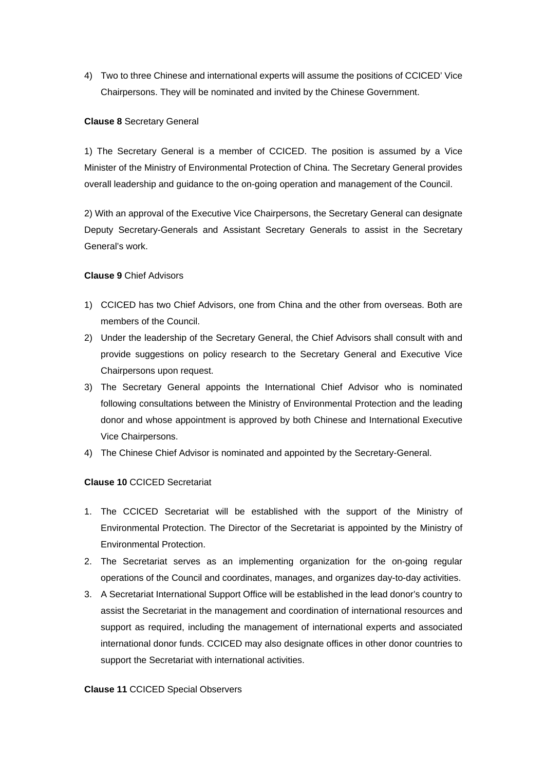4) Two to three Chinese and international experts will assume the positions of CCICED' Vice Chairpersons. They will be nominated and invited by the Chinese Government.

**Clause 8** Secretary General

1) The Secretary General is a member of CCICED. The position is assumed by a Vice Minister of the Ministry of Environmental Protection of China. The Secretary General provides overall leadership and guidance to the on-going operation and management of the Council.

2) With an approval of the Executive Vice Chairpersons, the Secretary General can designate Deputy Secretary-Generals and Assistant Secretary Generals to assist in the Secretary General's work.

**Clause 9** Chief Advisors

1) CCICED has two Chief Advisors, one from China and the other from overseas. Both are members of the Council.
2) Under the leadership of the Secretary General, the Chief Advisors shall consult with and provide suggestions on policy research to the Secretary General and Executive Vice Chairpersons upon request.
3) The Secretary General appoints the International Chief Advisor who is nominated following consultations between the Ministry of Environmental Protection and the leading donor and whose appointment is approved by both Chinese and International Executive Vice Chairpersons.
4) The Chinese Chief Advisor is nominated and appointed by the Secretary-General.

**Clause 10** CCICED Secretariat

1. The CCICED Secretariat will be established with the support of the Ministry of Environmental Protection. The Director of the Secretariat is appointed by the Ministry of Environmental Protection.
2. The Secretariat serves as an implementing organization for the on-going regular operations of the Council and coordinates, manages, and organizes day-to-day activities.
3. A Secretariat International Support Office will be established in the lead donor's country to assist the Secretariat in the management and coordination of international resources and support as required, including the management of international experts and associated international donor funds. CCICED may also designate offices in other donor countries to support the Secretariat with international activities.

**Clause 11** CCICED Special Observers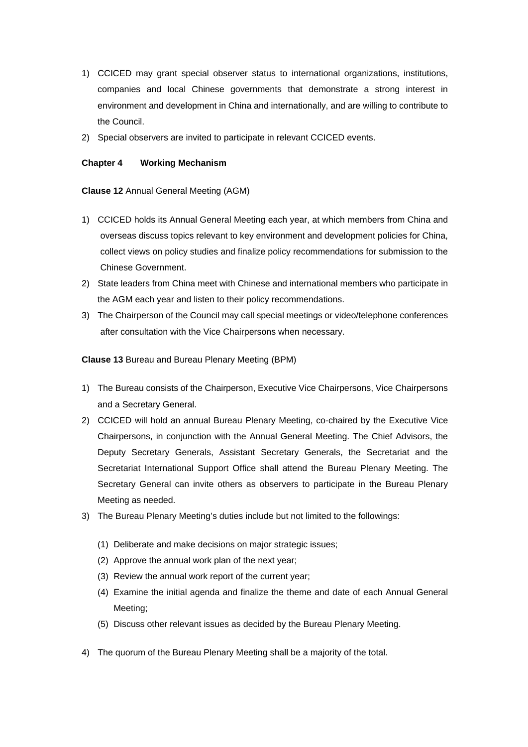1) CCICED may grant special observer status to international organizations, institutions, companies and local Chinese governments that demonstrate a strong interest in environment and development in China and internationally, and are willing to contribute to the Council.
2) Special observers are invited to participate in relevant CCICED events.

**Chapter 4 Working Mechanism**

**Clause 12** Annual General Meeting (AGM)

1) CCICED holds its Annual General Meeting each year, at which members from China and overseas discuss topics relevant to key environment and development policies for China, collect views on policy studies and finalize policy recommendations for submission to the Chinese Government.
2) State leaders from China meet with Chinese and international members who participate in the AGM each year and listen to their policy recommendations.
3) The Chairperson of the Council may call special meetings or video/telephone conferences after consultation with the Vice Chairpersons when necessary.

**Clause 13** Bureau and Bureau Plenary Meeting (BPM)

1) The Bureau consists of the Chairperson, Executive Vice Chairpersons, Vice Chairpersons and a Secretary General.
2) CCICED will hold an annual Bureau Plenary Meeting, co-chaired by the Executive Vice Chairpersons, in conjunction with the Annual General Meeting. The Chief Advisors, the Deputy Secretary Generals, Assistant Secretary Generals, the Secretariat and the Secretariat International Support Office shall attend the Bureau Plenary Meeting. The Secretary General can invite others as observers to participate in the Bureau Plenary Meeting as needed.
3) The Bureau Plenary Meeting's duties include but not limited to the followings:

   (1) Deliberate and make decisions on major strategic issues;
   (2) Approve the annual work plan of the next year;
   (3) Review the annual work report of the current year;
   (4) Examine the initial agenda and finalize the theme and date of each Annual General Meeting;
   (5) Discuss other relevant issues as decided by the Bureau Plenary Meeting.

4) The quorum of the Bureau Plenary Meeting shall be a majority of the total.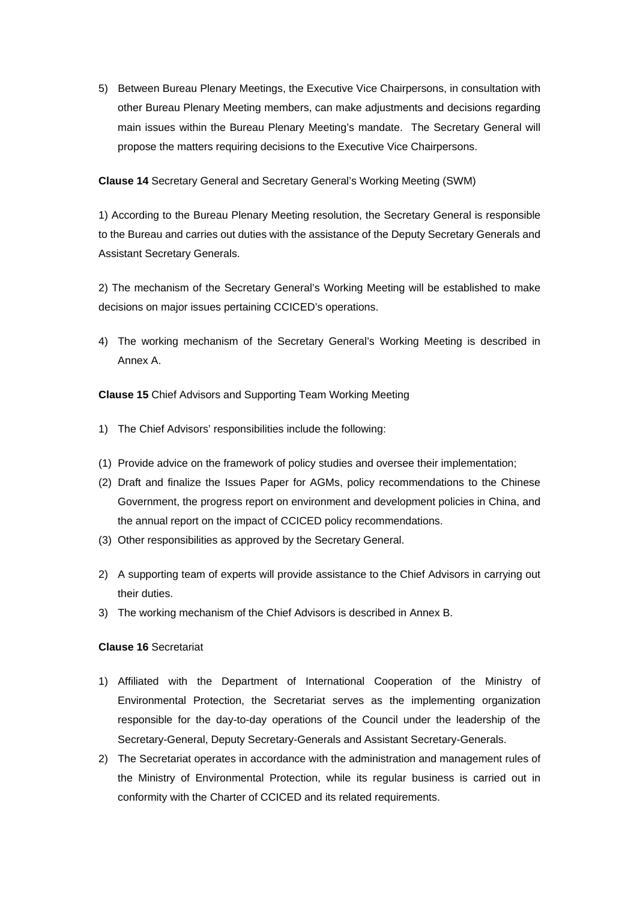5) Between Bureau Plenary Meetings, the Executive Vice Chairpersons, in consultation with other Bureau Plenary Meeting members, can make adjustments and decisions regarding main issues within the Bureau Plenary Meeting's mandate. The Secretary General will propose the matters requiring decisions to the Executive Vice Chairpersons.

**Clause 14** Secretary General and Secretary General's Working Meeting (SWM)

1) According to the Bureau Plenary Meeting resolution, the Secretary General is responsible to the Bureau and carries out duties with the assistance of the Deputy Secretary Generals and Assistant Secretary Generals.

2) The mechanism of the Secretary General's Working Meeting will be established to make decisions on major issues pertaining CCICED's operations.

4) The working mechanism of the Secretary General's Working Meeting is described in Annex A.

**Clause 15** Chief Advisors and Supporting Team Working Meeting

1) The Chief Advisors' responsibilities include the following:

(1) Provide advice on the framework of policy studies and oversee their implementation;
(2) Draft and finalize the Issues Paper for AGMs, policy recommendations to the Chinese Government, the progress report on environment and development policies in China, and the annual report on the impact of CCICED policy recommendations.
(3) Other responsibilities as approved by the Secretary General.

2) A supporting team of experts will provide assistance to the Chief Advisors in carrying out their duties.
3) The working mechanism of the Chief Advisors is described in Annex B.

**Clause 16** Secretariat

1) Affiliated with the Department of International Cooperation of the Ministry of Environmental Protection, the Secretariat serves as the implementing organization responsible for the day-to-day operations of the Council under the leadership of the Secretary-General, Deputy Secretary-Generals and Assistant Secretary-Generals.
2) The Secretariat operates in accordance with the administration and management rules of the Ministry of Environmental Protection, while its regular business is carried out in conformity with the Charter of CCICED and its related requirements.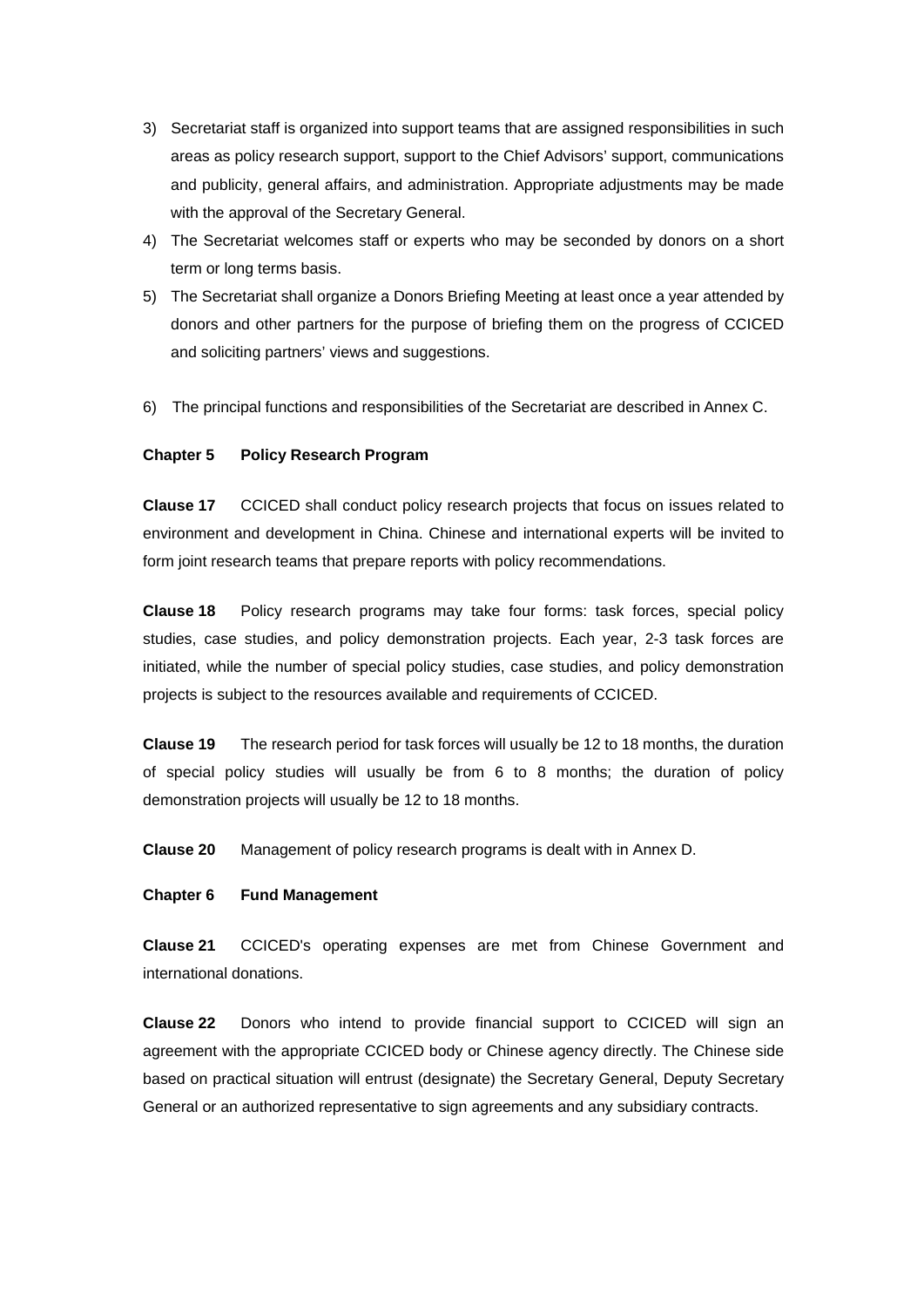3) Secretariat staff is organized into support teams that are assigned responsibilities in such areas as policy research support, support to the Chief Advisors' support, communications and publicity, general affairs, and administration. Appropriate adjustments may be made with the approval of the Secretary General.
4) The Secretariat welcomes staff or experts who may be seconded by donors on a short term or long terms basis.
5) The Secretariat shall organize a Donors Briefing Meeting at least once a year attended by donors and other partners for the purpose of briefing them on the progress of CCICED and soliciting partners' views and suggestions.

6) The principal functions and responsibilities of the Secretariat are described in Annex C.

**Chapter 5 Policy Research Program**

**Clause 17** CCICED shall conduct policy research projects that focus on issues related to environment and development in China. Chinese and international experts will be invited to form joint research teams that prepare reports with policy recommendations.

**Clause 18** Policy research programs may take four forms: task forces, special policy studies, case studies, and policy demonstration projects. Each year, 2-3 task forces are initiated, while the number of special policy studies, case studies, and policy demonstration projects is subject to the resources available and requirements of CCICED.

**Clause 19** The research period for task forces will usually be 12 to 18 months, the duration of special policy studies will usually be from 6 to 8 months; the duration of policy demonstration projects will usually be 12 to 18 months.

**Clause 20** Management of policy research programs is dealt with in Annex D.

**Chapter 6 Fund Management**

**Clause 21** CCICED's operating expenses are met from Chinese Government and international donations.

**Clause 22** Donors who intend to provide financial support to CCICED will sign an agreement with the appropriate CCICED body or Chinese agency directly. The Chinese side based on practical situation will entrust (designate) the Secretary General, Deputy Secretary General or an authorized representative to sign agreements and any subsidiary contracts.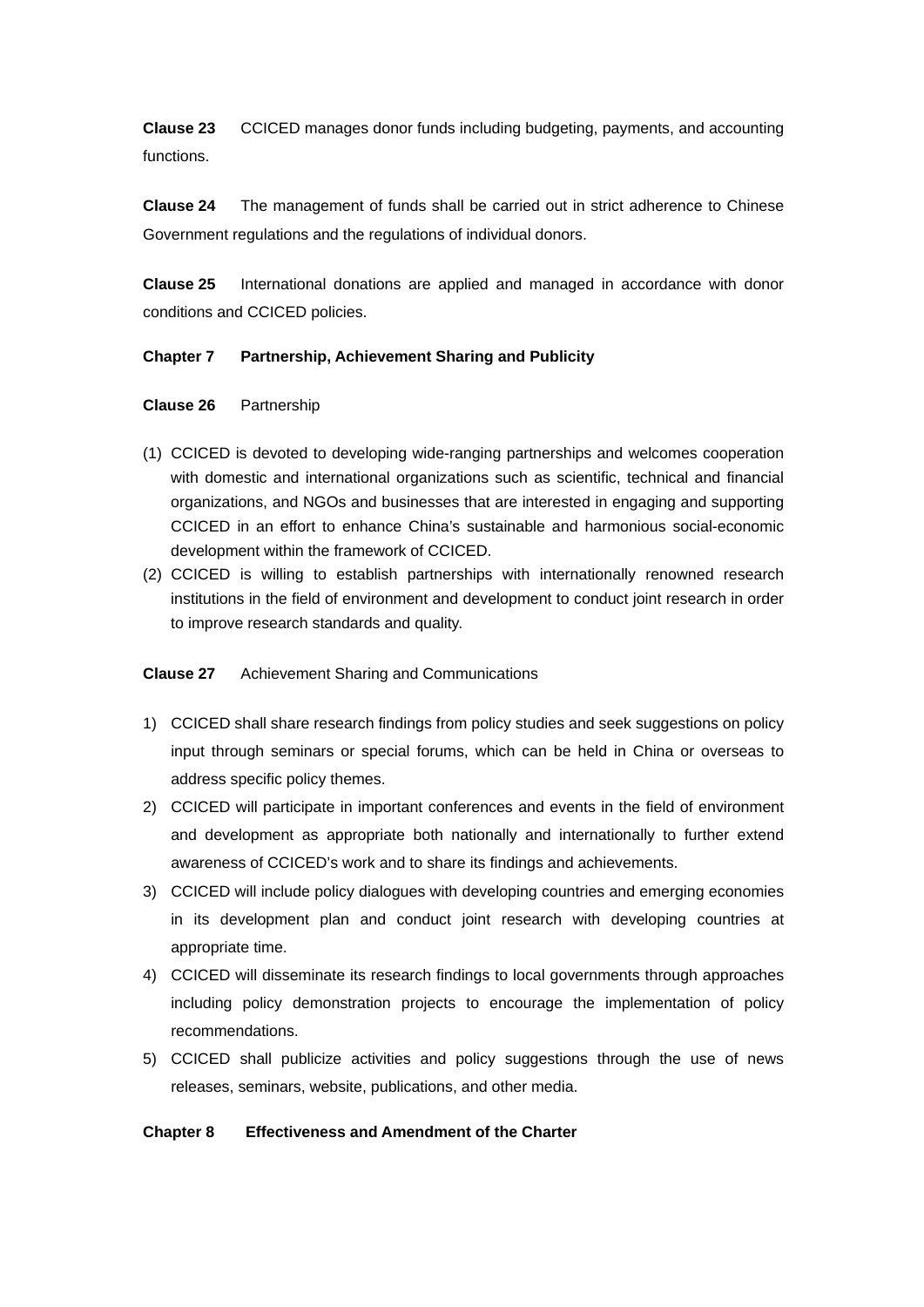**Clause 23** CCICED manages donor funds including budgeting, payments, and accounting functions.

**Clause 24** The management of funds shall be carried out in strict adherence to Chinese Government regulations and the regulations of individual donors.

**Clause 25** International donations are applied and managed in accordance with donor conditions and CCICED policies.

## Chapter 7 Partnership, Achievement Sharing and Publicity

**Clause 26** Partnership

(1) CCICED is devoted to developing wide-ranging partnerships and welcomes cooperation with domestic and international organizations such as scientific, technical and financial organizations, and NGOs and businesses that are interested in engaging and supporting CCICED in an effort to enhance China's sustainable and harmonious social-economic development within the framework of CCICED.

(2) CCICED is willing to establish partnerships with internationally renowned research institutions in the field of environment and development to conduct joint research in order to improve research standards and quality.

**Clause 27** Achievement Sharing and Communications

1) CCICED shall share research findings from policy studies and seek suggestions on policy input through seminars or special forums, which can be held in China or overseas to address specific policy themes.
2) CCICED will participate in important conferences and events in the field of environment and development as appropriate both nationally and internationally to further extend awareness of CCICED's work and to share its findings and achievements.
3) CCICED will include policy dialogues with developing countries and emerging economies in its development plan and conduct joint research with developing countries at appropriate time.
4) CCICED will disseminate its research findings to local governments through approaches including policy demonstration projects to encourage the implementation of policy recommendations.
5) CCICED shall publicize activities and policy suggestions through the use of news releases, seminars, website, publications, and other media.

## Chapter 8 Effectiveness and Amendment of the Charter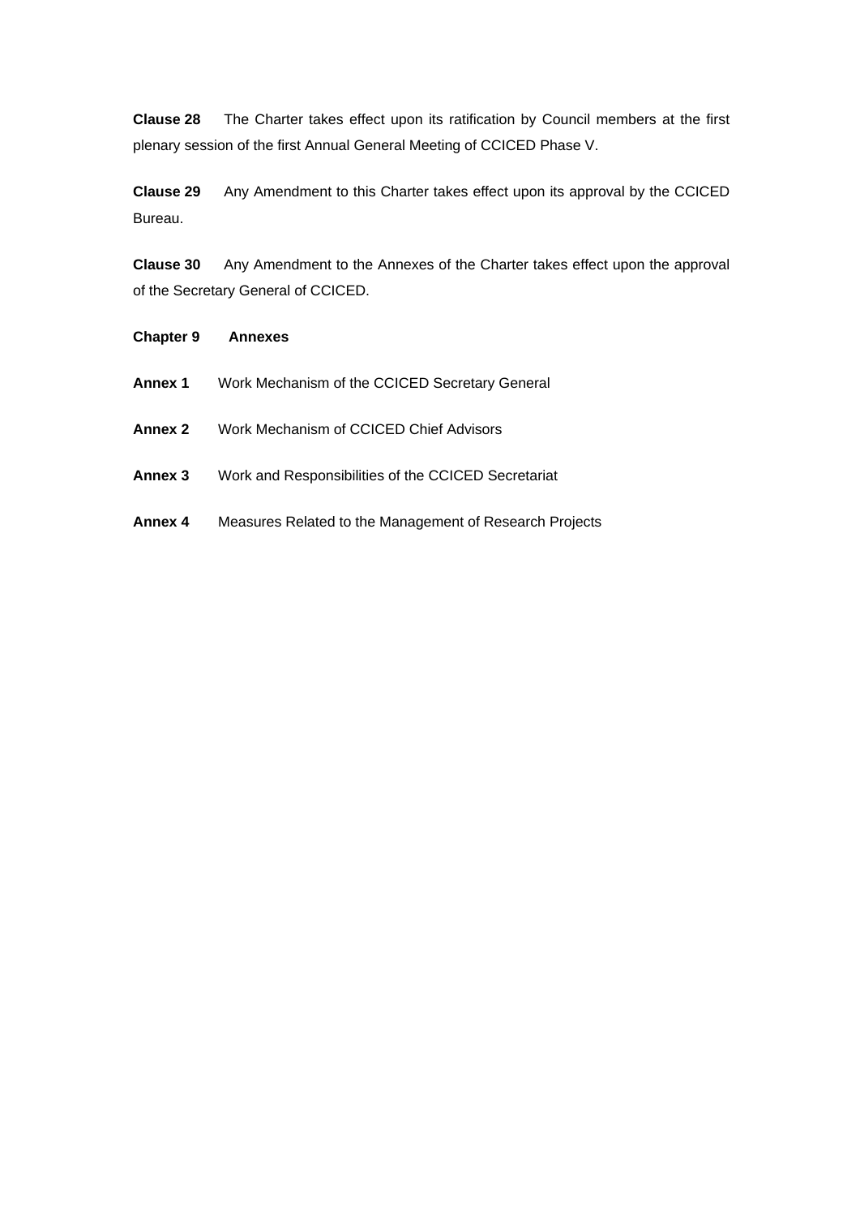**Clause 28** The Charter takes effect upon its ratification by Council members at the first plenary session of the first Annual General Meeting of CCICED Phase V.

**Clause 29** Any Amendment to this Charter takes effect upon its approval by the CCICED Bureau.

**Clause 30** Any Amendment to the Annexes of the Charter takes effect upon the approval of the Secretary General of CCICED.

**Chapter 9 Annexes**

**Annex 1** Work Mechanism of the CCICED Secretary General

**Annex 2** Work Mechanism of CCICED Chief Advisors

**Annex 3** Work and Responsibilities of the CCICED Secretariat

**Annex 4** Measures Related to the Management of Research Projects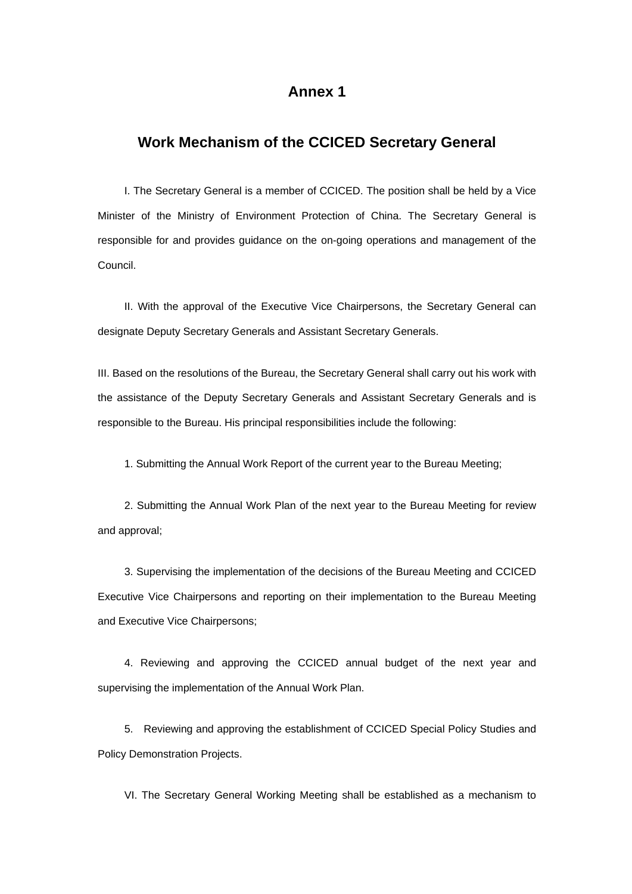# Annex 1

## Work Mechanism of the CCICED Secretary General

I. The Secretary General is a member of CCICED. The position shall be held by a Vice Minister of the Ministry of Environment Protection of China. The Secretary General is responsible for and provides guidance on the on-going operations and management of the Council.

II. With the approval of the Executive Vice Chairpersons, the Secretary General can designate Deputy Secretary Generals and Assistant Secretary Generals.

III. Based on the resolutions of the Bureau, the Secretary General shall carry out his work with the assistance of the Deputy Secretary Generals and Assistant Secretary Generals and is responsible to the Bureau. His principal responsibilities include the following:

1. Submitting the Annual Work Report of the current year to the Bureau Meeting;

2. Submitting the Annual Work Plan of the next year to the Bureau Meeting for review and approval;

3. Supervising the implementation of the decisions of the Bureau Meeting and CCICED Executive Vice Chairpersons and reporting on their implementation to the Bureau Meeting and Executive Vice Chairpersons;

4. Reviewing and approving the CCICED annual budget of the next year and supervising the implementation of the Annual Work Plan.

5. Reviewing and approving the establishment of CCICED Special Policy Studies and Policy Demonstration Projects.

VI. The Secretary General Working Meeting shall be established as a mechanism to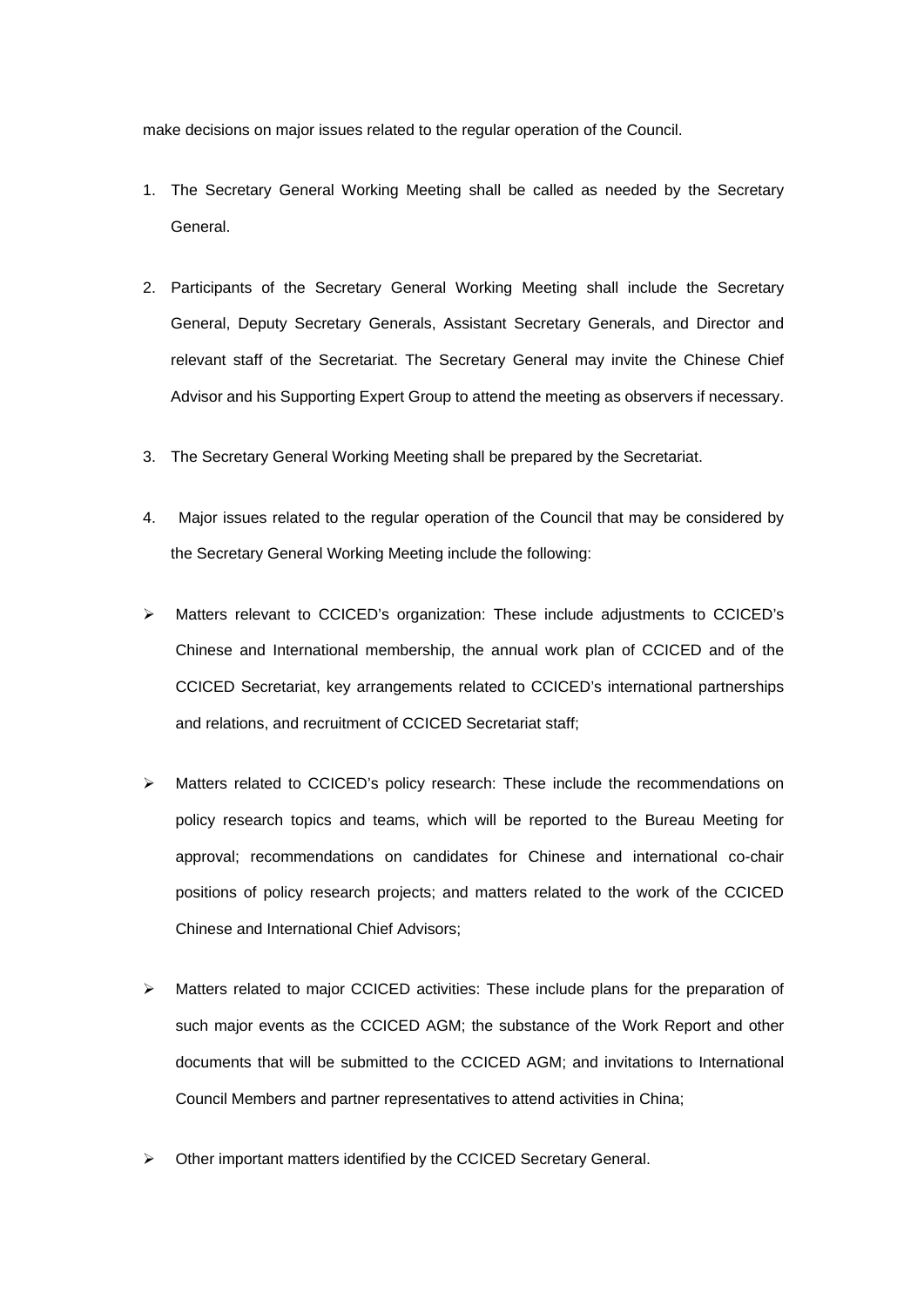make decisions on major issues related to the regular operation of the Council.

1. The Secretary General Working Meeting shall be called as needed by the Secretary General.

2. Participants of the Secretary General Working Meeting shall include the Secretary General, Deputy Secretary Generals, Assistant Secretary Generals, and Director and relevant staff of the Secretariat. The Secretary General may invite the Chinese Chief Advisor and his Supporting Expert Group to attend the meeting as observers if necessary.

3. The Secretary General Working Meeting shall be prepared by the Secretariat.

4. Major issues related to the regular operation of the Council that may be considered by the Secretary General Working Meeting include the following:

- Matters relevant to CCICED's organization: These include adjustments to CCICED's Chinese and International membership, the annual work plan of CCICED and of the CCICED Secretariat, key arrangements related to CCICED's international partnerships and relations, and recruitment of CCICED Secretariat staff;

- Matters related to CCICED's policy research: These include the recommendations on policy research topics and teams, which will be reported to the Bureau Meeting for approval; recommendations on candidates for Chinese and international co-chair positions of policy research projects; and matters related to the work of the CCICED Chinese and International Chief Advisors;

- Matters related to major CCICED activities: These include plans for the preparation of such major events as the CCICED AGM; the substance of the Work Report and other documents that will be submitted to the CCICED AGM; and invitations to International Council Members and partner representatives to attend activities in China;

- Other important matters identified by the CCICED Secretary General.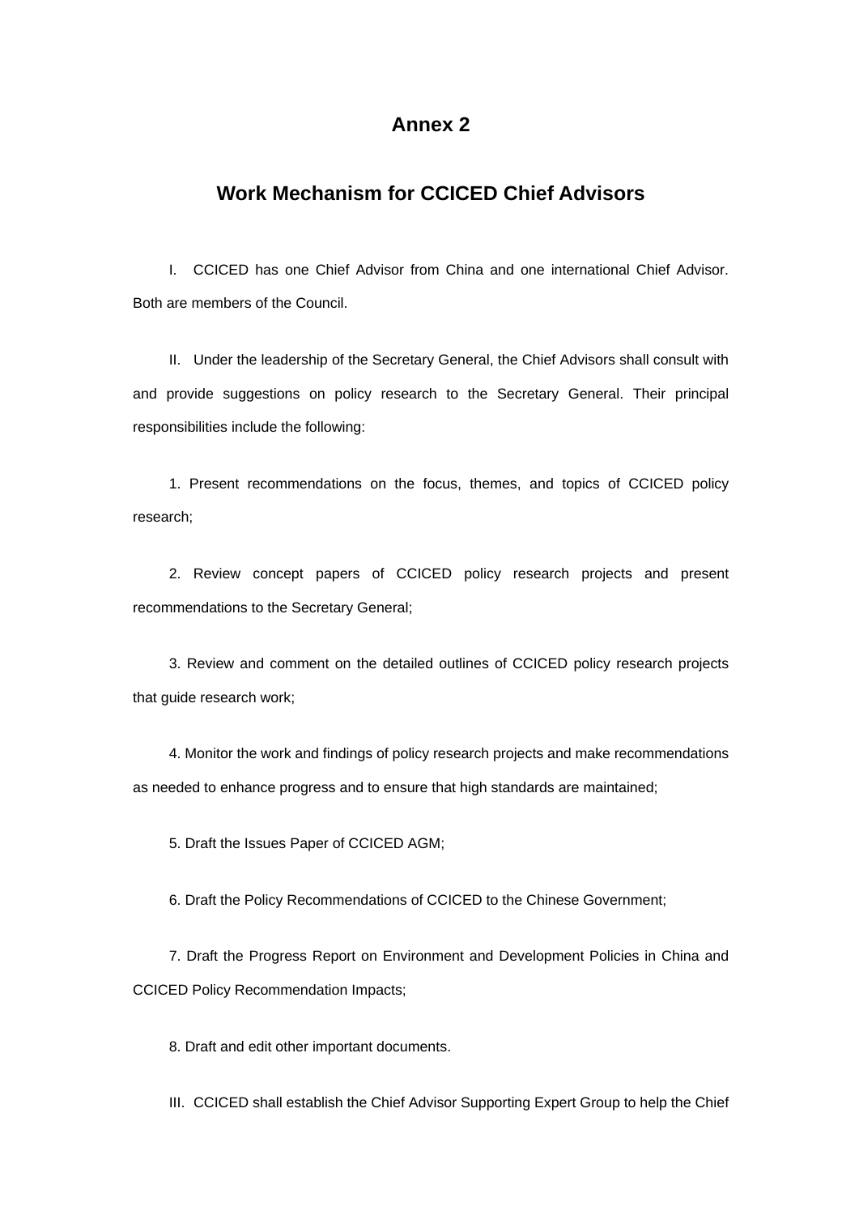# Annex 2

## Work Mechanism for CCICED Chief Advisors

I. CCICED has one Chief Advisor from China and one international Chief Advisor. Both are members of the Council.

II. Under the leadership of the Secretary General, the Chief Advisors shall consult with and provide suggestions on policy research to the Secretary General. Their principal responsibilities include the following:

1. Present recommendations on the focus, themes, and topics of CCICED policy research;

2. Review concept papers of CCICED policy research projects and present recommendations to the Secretary General;

3. Review and comment on the detailed outlines of CCICED policy research projects that guide research work;

4. Monitor the work and findings of policy research projects and make recommendations as needed to enhance progress and to ensure that high standards are maintained;

5. Draft the Issues Paper of CCICED AGM;

6. Draft the Policy Recommendations of CCICED to the Chinese Government;

7. Draft the Progress Report on Environment and Development Policies in China and CCICED Policy Recommendation Impacts;

8. Draft and edit other important documents.

III. CCICED shall establish the Chief Advisor Supporting Expert Group to help the Chief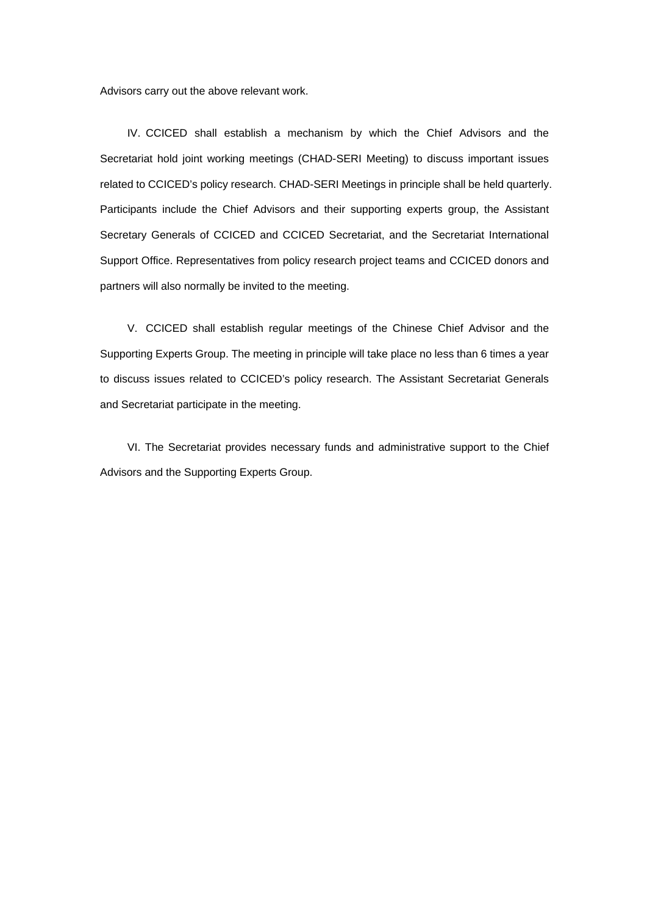Advisors carry out the above relevant work.

IV. CCICED shall establish a mechanism by which the Chief Advisors and the Secretariat hold joint working meetings (CHAD-SERI Meeting) to discuss important issues related to CCICED's policy research. CHAD-SERI Meetings in principle shall be held quarterly. Participants include the Chief Advisors and their supporting experts group, the Assistant Secretary Generals of CCICED and CCICED Secretariat, and the Secretariat International Support Office. Representatives from policy research project teams and CCICED donors and partners will also normally be invited to the meeting.

V. CCICED shall establish regular meetings of the Chinese Chief Advisor and the Supporting Experts Group. The meeting in principle will take place no less than 6 times a year to discuss issues related to CCICED's policy research. The Assistant Secretariat Generals and Secretariat participate in the meeting.

VI. The Secretariat provides necessary funds and administrative support to the Chief Advisors and the Supporting Experts Group.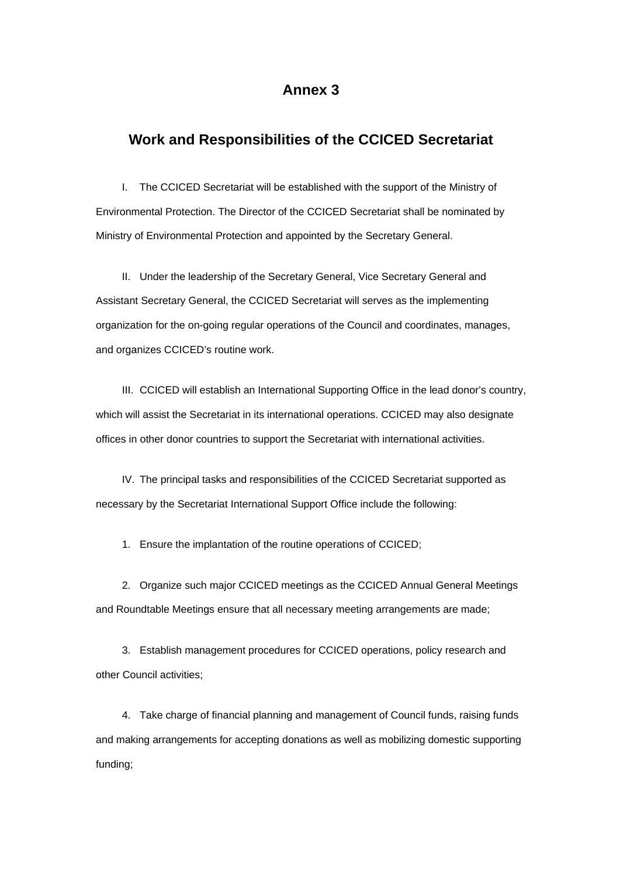# Annex 3

## Work and Responsibilities of the CCICED Secretariat

I. The CCICED Secretariat will be established with the support of the Ministry of Environmental Protection. The Director of the CCICED Secretariat shall be nominated by Ministry of Environmental Protection and appointed by the Secretary General.

II. Under the leadership of the Secretary General, Vice Secretary General and Assistant Secretary General, the CCICED Secretariat will serves as the implementing organization for the on-going regular operations of the Council and coordinates, manages, and organizes CCICED's routine work.

III. CCICED will establish an International Supporting Office in the lead donor's country, which will assist the Secretariat in its international operations. CCICED may also designate offices in other donor countries to support the Secretariat with international activities.

IV. The principal tasks and responsibilities of the CCICED Secretariat supported as necessary by the Secretariat International Support Office include the following:

1. Ensure the implantation of the routine operations of CCICED;

2. Organize such major CCICED meetings as the CCICED Annual General Meetings and Roundtable Meetings ensure that all necessary meeting arrangements are made;

3. Establish management procedures for CCICED operations, policy research and other Council activities;

4. Take charge of financial planning and management of Council funds, raising funds and making arrangements for accepting donations as well as mobilizing domestic supporting funding;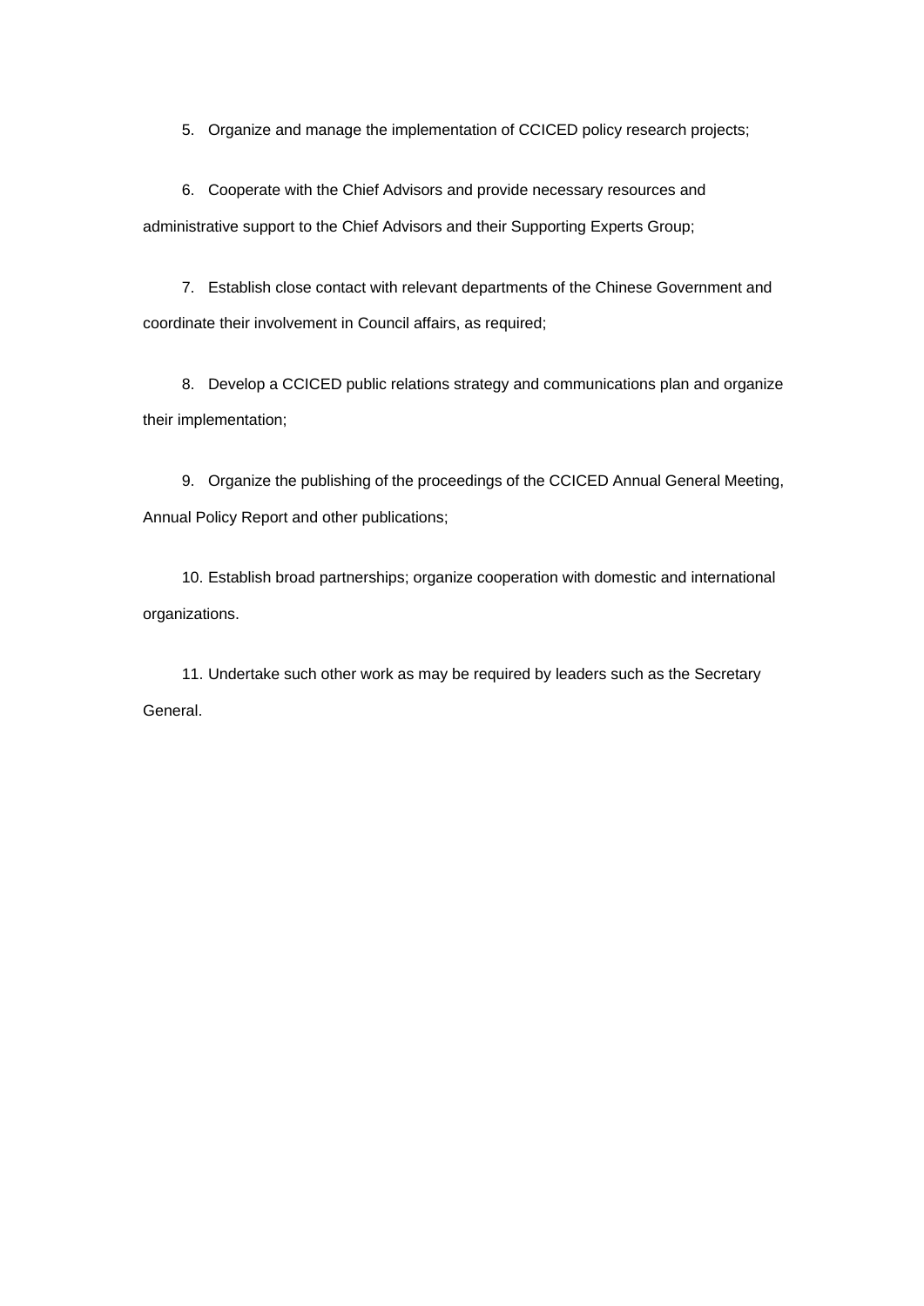5. Organize and manage the implementation of CCICED policy research projects;

6. Cooperate with the Chief Advisors and provide necessary resources and administrative support to the Chief Advisors and their Supporting Experts Group;

7. Establish close contact with relevant departments of the Chinese Government and coordinate their involvement in Council affairs, as required;

8. Develop a CCICED public relations strategy and communications plan and organize their implementation;

9. Organize the publishing of the proceedings of the CCICED Annual General Meeting, Annual Policy Report and other publications;

10. Establish broad partnerships; organize cooperation with domestic and international organizations.

11. Undertake such other work as may be required by leaders such as the Secretary General.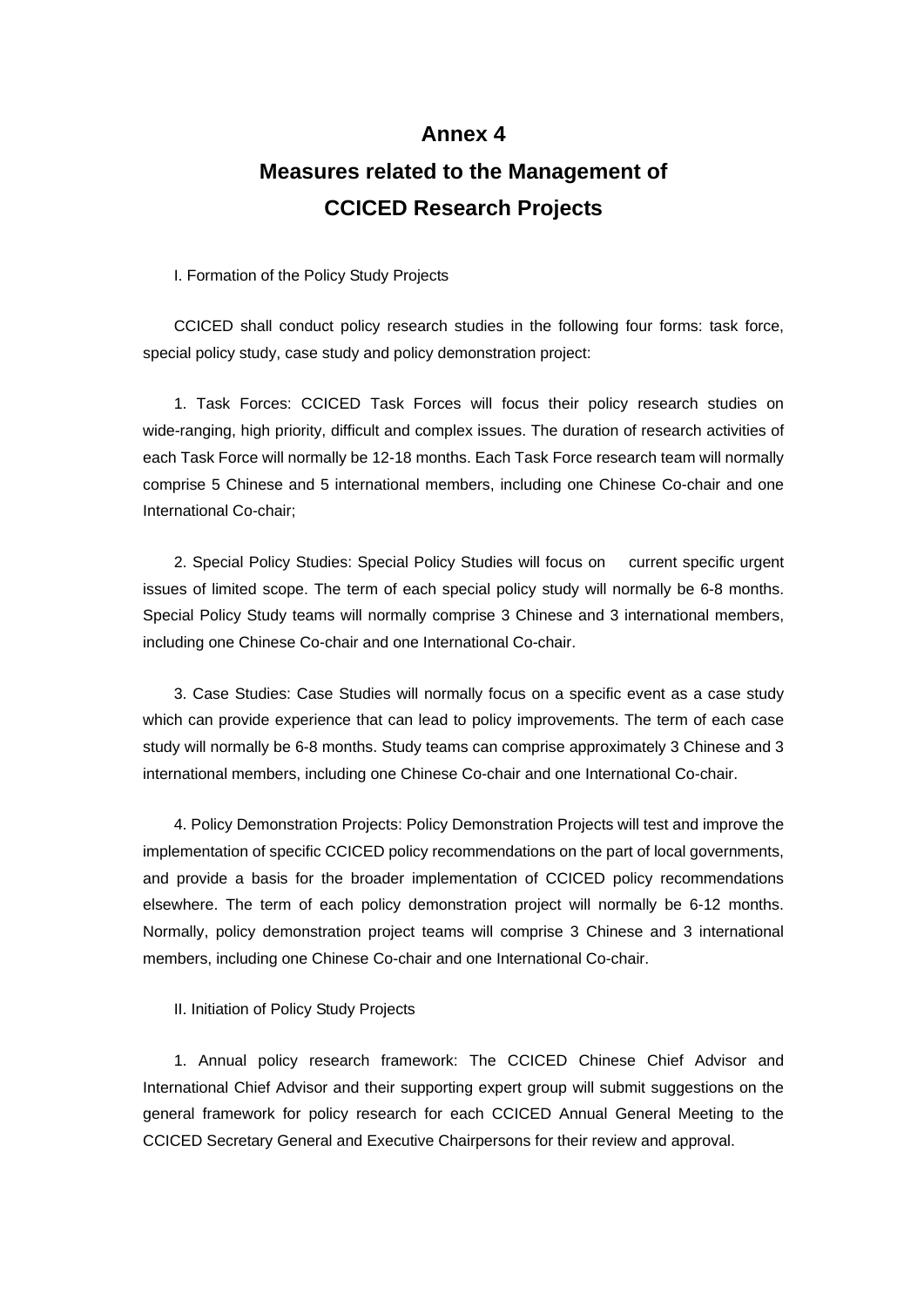# Annex 4

## Measures related to the Management of CCICED Research Projects

I. Formation of the Policy Study Projects

CCICED shall conduct policy research studies in the following four forms: task force, special policy study, case study and policy demonstration project:

1. Task Forces: CCICED Task Forces will focus their policy research studies on wide-ranging, high priority, difficult and complex issues. The duration of research activities of each Task Force will normally be 12-18 months. Each Task Force research team will normally comprise 5 Chinese and 5 international members, including one Chinese Co-chair and one International Co-chair;

2. Special Policy Studies: Special Policy Studies will focus on current specific urgent issues of limited scope. The term of each special policy study will normally be 6-8 months. Special Policy Study teams will normally comprise 3 Chinese and 3 international members, including one Chinese Co-chair and one International Co-chair.

3. Case Studies: Case Studies will normally focus on a specific event as a case study which can provide experience that can lead to policy improvements. The term of each case study will normally be 6-8 months. Study teams can comprise approximately 3 Chinese and 3 international members, including one Chinese Co-chair and one International Co-chair.

4. Policy Demonstration Projects: Policy Demonstration Projects will test and improve the implementation of specific CCICED policy recommendations on the part of local governments, and provide a basis for the broader implementation of CCICED policy recommendations elsewhere. The term of each policy demonstration project will normally be 6-12 months. Normally, policy demonstration project teams will comprise 3 Chinese and 3 international members, including one Chinese Co-chair and one International Co-chair.

II. Initiation of Policy Study Projects

1. Annual policy research framework: The CCICED Chinese Chief Advisor and International Chief Advisor and their supporting expert group will submit suggestions on the general framework for policy research for each CCICED Annual General Meeting to the CCICED Secretary General and Executive Chairpersons for their review and approval.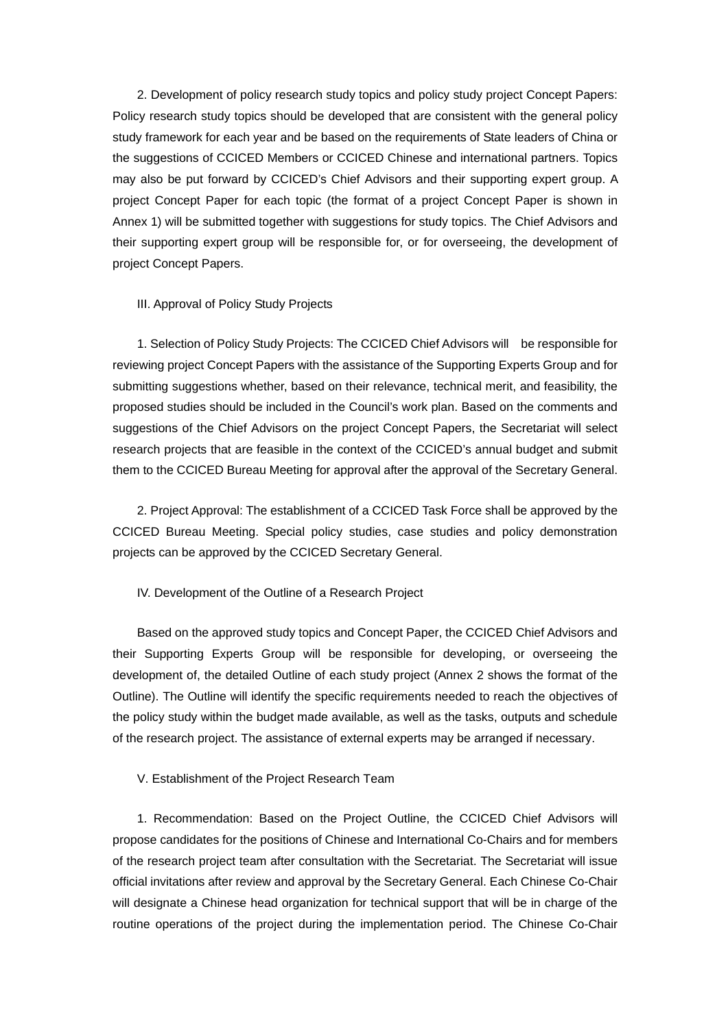2. Development of policy research study topics and policy study project Concept Papers: Policy research study topics should be developed that are consistent with the general policy study framework for each year and be based on the requirements of State leaders of China or the suggestions of CCICED Members or CCICED Chinese and international partners. Topics may also be put forward by CCICED's Chief Advisors and their supporting expert group. A project Concept Paper for each topic (the format of a project Concept Paper is shown in Annex 1) will be submitted together with suggestions for study topics. The Chief Advisors and their supporting expert group will be responsible for, or for overseeing, the development of project Concept Papers.

## III. Approval of Policy Study Projects

1. Selection of Policy Study Projects: The CCICED Chief Advisors will be responsible for reviewing project Concept Papers with the assistance of the Supporting Experts Group and for submitting suggestions whether, based on their relevance, technical merit, and feasibility, the proposed studies should be included in the Council's work plan. Based on the comments and suggestions of the Chief Advisors on the project Concept Papers, the Secretariat will select research projects that are feasible in the context of the CCICED's annual budget and submit them to the CCICED Bureau Meeting for approval after the approval of the Secretary General.

2. Project Approval: The establishment of a CCICED Task Force shall be approved by the CCICED Bureau Meeting. Special policy studies, case studies and policy demonstration projects can be approved by the CCICED Secretary General.

## IV. Development of the Outline of a Research Project

Based on the approved study topics and Concept Paper, the CCICED Chief Advisors and their Supporting Experts Group will be responsible for developing, or overseeing the development of, the detailed Outline of each study project (Annex 2 shows the format of the Outline). The Outline will identify the specific requirements needed to reach the objectives of the policy study within the budget made available, as well as the tasks, outputs and schedule of the research project. The assistance of external experts may be arranged if necessary.

## V. Establishment of the Project Research Team

1. Recommendation: Based on the Project Outline, the CCICED Chief Advisors will propose candidates for the positions of Chinese and International Co-Chairs and for members of the research project team after consultation with the Secretariat. The Secretariat will issue official invitations after review and approval by the Secretary General. Each Chinese Co-Chair will designate a Chinese head organization for technical support that will be in charge of the routine operations of the project during the implementation period. The Chinese Co-Chair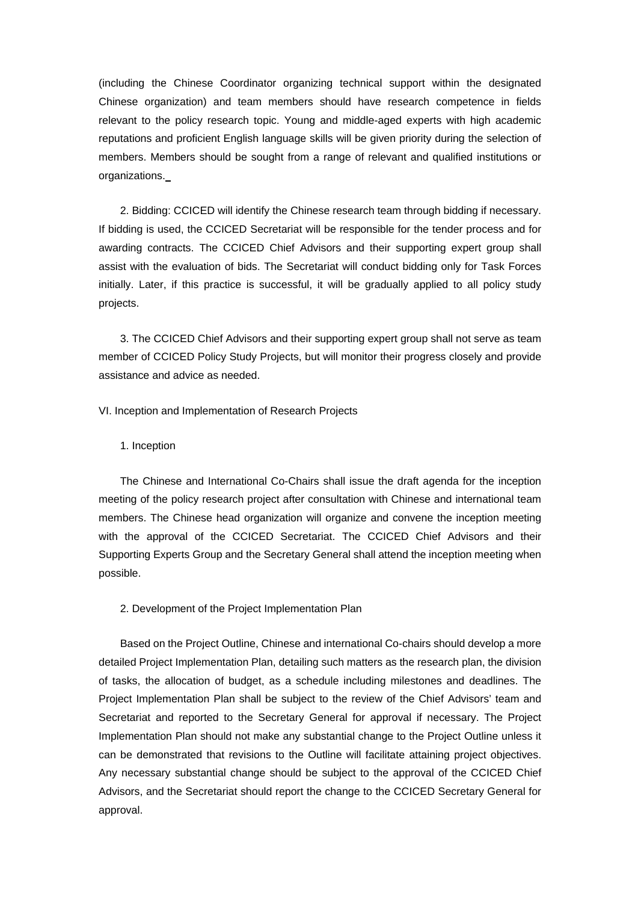(including the Chinese Coordinator organizing technical support within the designated Chinese organization) and team members should have research competence in fields relevant to the policy research topic. Young and middle-aged experts with high academic reputations and proficient English language skills will be given priority during the selection of members. Members should be sought from a range of relevant and qualified institutions or organizations.

2. Bidding: CCICED will identify the Chinese research team through bidding if necessary. If bidding is used, the CCICED Secretariat will be responsible for the tender process and for awarding contracts. The CCICED Chief Advisors and their supporting expert group shall assist with the evaluation of bids. The Secretariat will conduct bidding only for Task Forces initially. Later, if this practice is successful, it will be gradually applied to all policy study projects.

3. The CCICED Chief Advisors and their supporting expert group shall not serve as team member of CCICED Policy Study Projects, but will monitor their progress closely and provide assistance and advice as needed.

VI. Inception and Implementation of Research Projects

1. Inception

The Chinese and International Co-Chairs shall issue the draft agenda for the inception meeting of the policy research project after consultation with Chinese and international team members. The Chinese head organization will organize and convene the inception meeting with the approval of the CCICED Secretariat. The CCICED Chief Advisors and their Supporting Experts Group and the Secretary General shall attend the inception meeting when possible.

2. Development of the Project Implementation Plan

Based on the Project Outline, Chinese and international Co-chairs should develop a more detailed Project Implementation Plan, detailing such matters as the research plan, the division of tasks, the allocation of budget, as a schedule including milestones and deadlines. The Project Implementation Plan shall be subject to the review of the Chief Advisors' team and Secretariat and reported to the Secretary General for approval if necessary. The Project Implementation Plan should not make any substantial change to the Project Outline unless it can be demonstrated that revisions to the Outline will facilitate attaining project objectives. Any necessary substantial change should be subject to the approval of the CCICED Chief Advisors, and the Secretariat should report the change to the CCICED Secretary General for approval.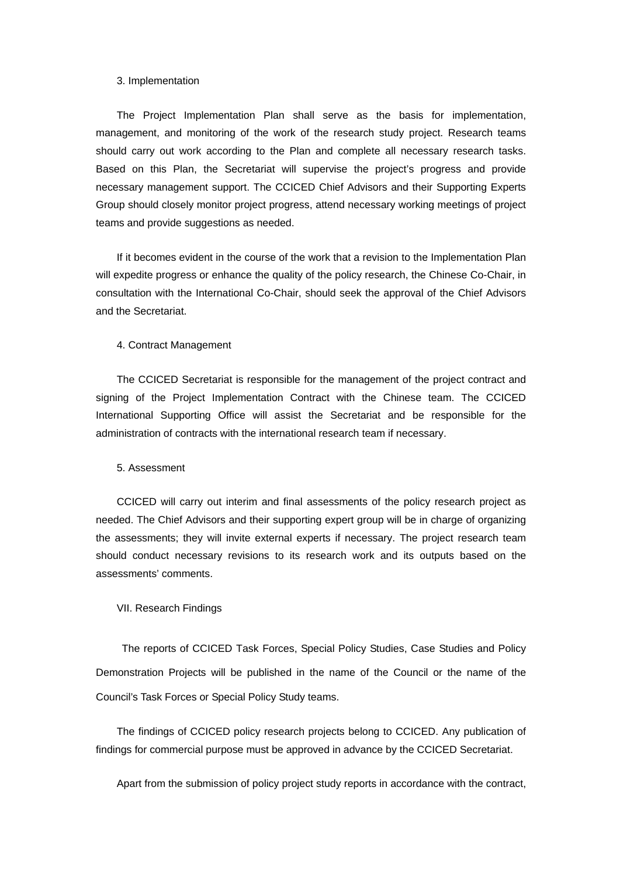### 3. Implementation

The Project Implementation Plan shall serve as the basis for implementation, management, and monitoring of the work of the research study project. Research teams should carry out work according to the Plan and complete all necessary research tasks. Based on this Plan, the Secretariat will supervise the project's progress and provide necessary management support. The CCICED Chief Advisors and their Supporting Experts Group should closely monitor project progress, attend necessary working meetings of project teams and provide suggestions as needed.

If it becomes evident in the course of the work that a revision to the Implementation Plan will expedite progress or enhance the quality of the policy research, the Chinese Co-Chair, in consultation with the International Co-Chair, should seek the approval of the Chief Advisors and the Secretariat.

### 4. Contract Management

The CCICED Secretariat is responsible for the management of the project contract and signing of the Project Implementation Contract with the Chinese team. The CCICED International Supporting Office will assist the Secretariat and be responsible for the administration of contracts with the international research team if necessary.

### 5. Assessment

CCICED will carry out interim and final assessments of the policy research project as needed. The Chief Advisors and their supporting expert group will be in charge of organizing the assessments; they will invite external experts if necessary. The project research team should conduct necessary revisions to its research work and its outputs based on the assessments' comments.

## VII. Research Findings

The reports of CCICED Task Forces, Special Policy Studies, Case Studies and Policy Demonstration Projects will be published in the name of the Council or the name of the Council's Task Forces or Special Policy Study teams.

The findings of CCICED policy research projects belong to CCICED. Any publication of findings for commercial purpose must be approved in advance by the CCICED Secretariat.

Apart from the submission of policy project study reports in accordance with the contract,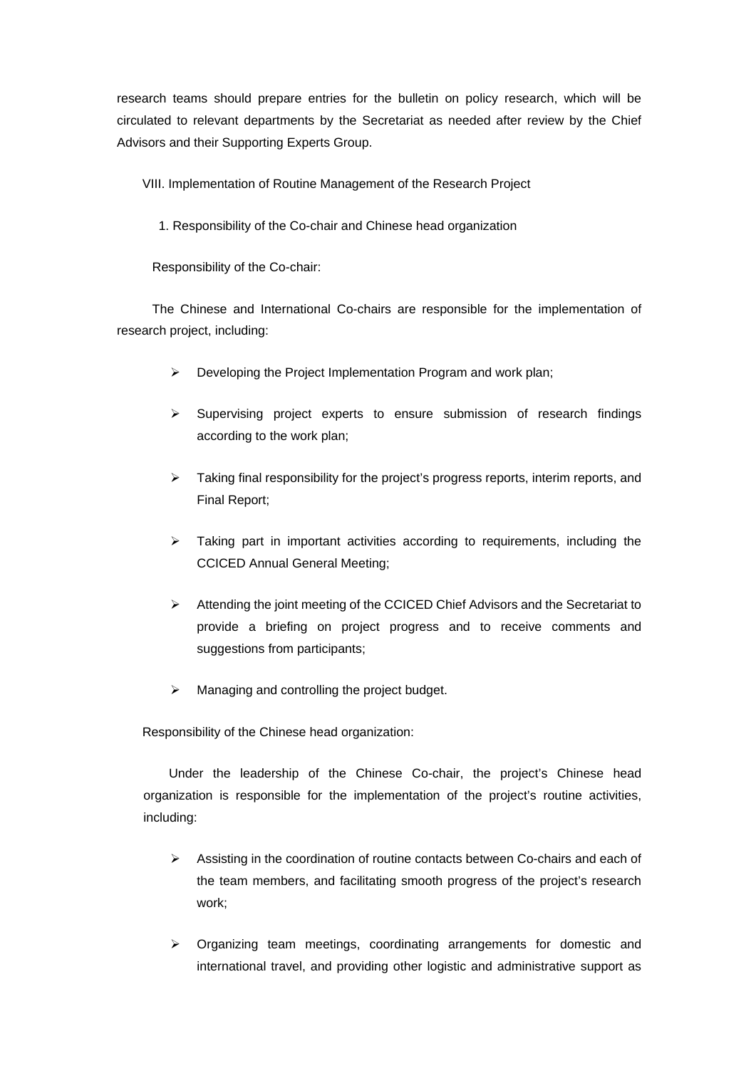research teams should prepare entries for the bulletin on policy research, which will be circulated to relevant departments by the Secretariat as needed after review by the Chief Advisors and their Supporting Experts Group.

## VIII. Implementation of Routine Management of the Research Project

### 1. Responsibility of the Co-chair and Chinese head organization

Responsibility of the Co-chair:

The Chinese and International Co-chairs are responsible for the implementation of research project, including:

- Developing the Project Implementation Program and work plan;
- Supervising project experts to ensure submission of research findings according to the work plan;
- Taking final responsibility for the project's progress reports, interim reports, and Final Report;
- Taking part in important activities according to requirements, including the CCICED Annual General Meeting;
- Attending the joint meeting of the CCICED Chief Advisors and the Secretariat to provide a briefing on project progress and to receive comments and suggestions from participants;
- Managing and controlling the project budget.

Responsibility of the Chinese head organization:

Under the leadership of the Chinese Co-chair, the project's Chinese head organization is responsible for the implementation of the project's routine activities, including:

- Assisting in the coordination of routine contacts between Co-chairs and each of the team members, and facilitating smooth progress of the project's research work;
- Organizing team meetings, coordinating arrangements for domestic and international travel, and providing other logistic and administrative support as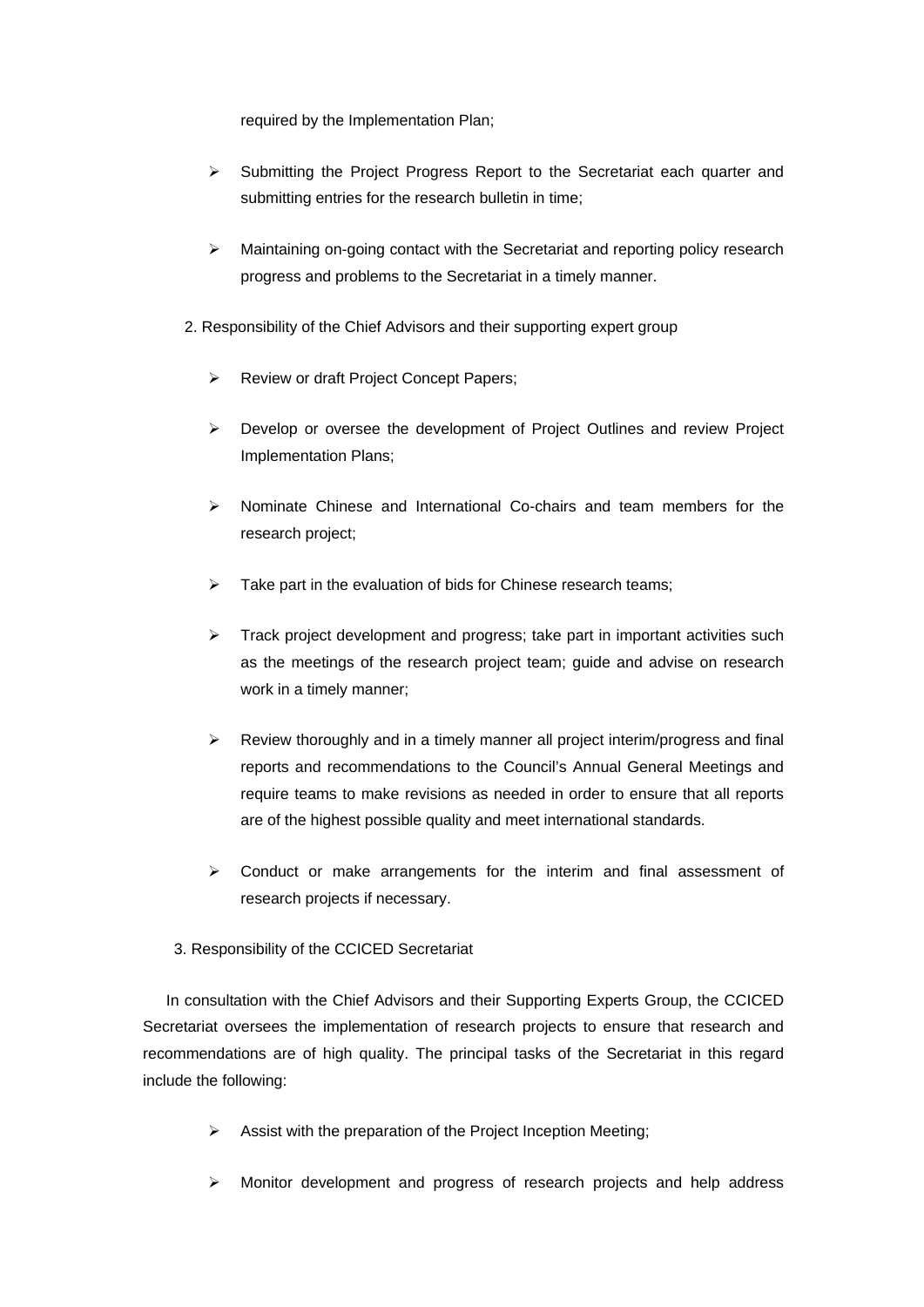required by the Implementation Plan;

- Submitting the Project Progress Report to the Secretariat each quarter and submitting entries for the research bulletin in time;
- Maintaining on-going contact with the Secretariat and reporting policy research progress and problems to the Secretariat in a timely manner.

2. Responsibility of the Chief Advisors and their supporting expert group

- Review or draft Project Concept Papers;
- Develop or oversee the development of Project Outlines and review Project Implementation Plans;
- Nominate Chinese and International Co-chairs and team members for the research project;
- Take part in the evaluation of bids for Chinese research teams;
- Track project development and progress; take part in important activities such as the meetings of the research project team; guide and advise on research work in a timely manner;
- Review thoroughly and in a timely manner all project interim/progress and final reports and recommendations to the Council's Annual General Meetings and require teams to make revisions as needed in order to ensure that all reports are of the highest possible quality and meet international standards.
- Conduct or make arrangements for the interim and final assessment of research projects if necessary.

3. Responsibility of the CCICED Secretariat

In consultation with the Chief Advisors and their Supporting Experts Group, the CCICED Secretariat oversees the implementation of research projects to ensure that research and recommendations are of high quality. The principal tasks of the Secretariat in this regard include the following:

- Assist with the preparation of the Project Inception Meeting;
- Monitor development and progress of research projects and help address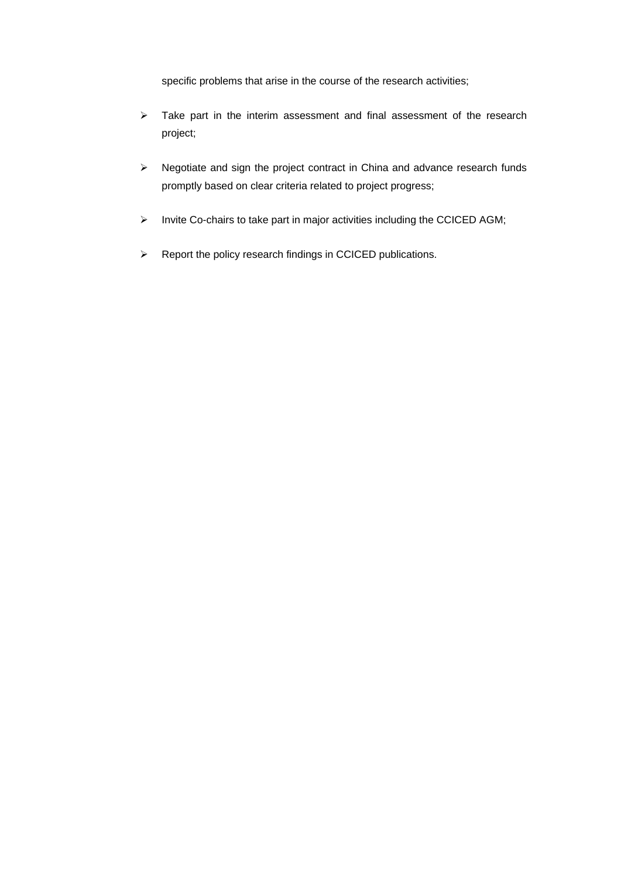specific problems that arise in the course of the research activities;

- Take part in the interim assessment and final assessment of the research project;

- Negotiate and sign the project contract in China and advance research funds promptly based on clear criteria related to project progress;

- Invite Co-chairs to take part in major activities including the CCICED AGM;

- Report the policy research findings in CCICED publications.